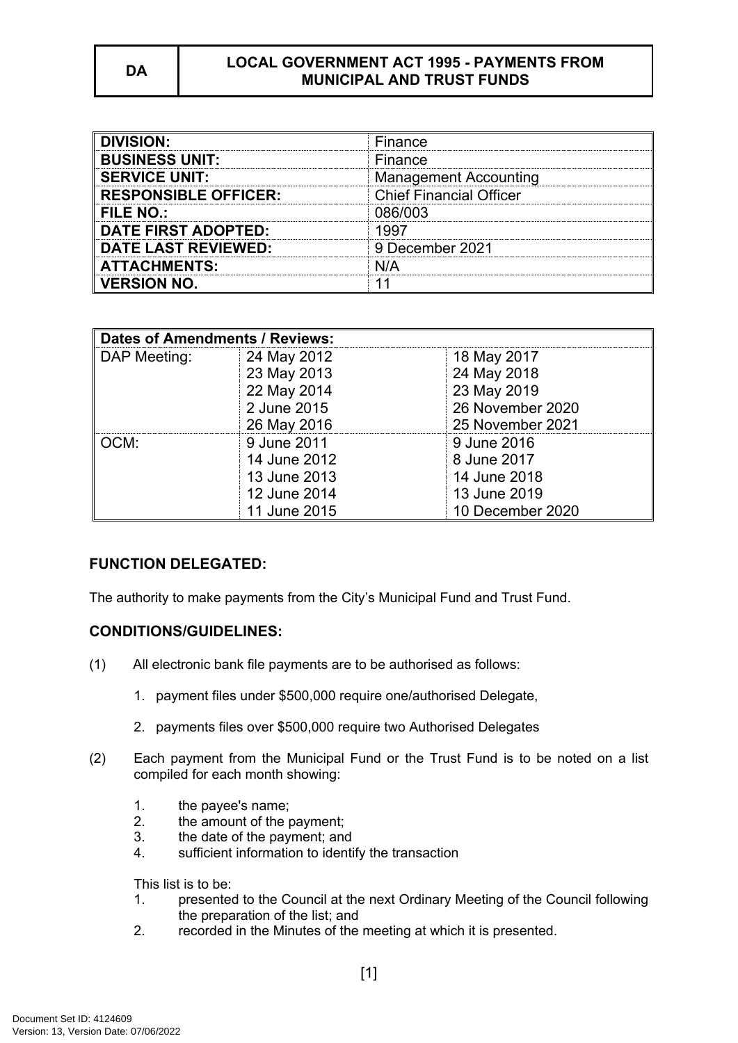| DA | LOCAL GOVERNMENT ACT 1995 - PAYMENTS FROM MUNICIPAL AND TRUST FUNDS |
|---|---|

| DIVISION: | Finance |
|---|---|
| BUSINESS UNIT: | Finance |
| SERVICE UNIT: | Management Accounting |
| RESPONSIBLE OFFICER: | Chief Financial Officer |
| FILE NO.: | 086/003 |
| DATE FIRST ADOPTED: | 1997 |
| DATE LAST REVIEWED: | 9 December 2021 |
| ATTACHMENTS: | N/A |
| VERSION NO. | 11 |

| Dates of Amendments / Reviews: | | |
|---|---|---|
| DAP Meeting: | 24 May 2012<br>23 May 2013<br>22 May 2014<br>2 June 2015<br>26 May 2016 | 18 May 2017<br>24 May 2018<br>23 May 2019<br>26 November 2020<br>25 November 2021 |
| OCM: | 9 June 2011<br>14 June 2012<br>13 June 2013<br>12 June 2014<br>11 June 2015 | 9 June 2016<br>8 June 2017<br>14 June 2018<br>13 June 2019<br>10 December 2020 |

## FUNCTION DELEGATED:

The authority to make payments from the City's Municipal Fund and Trust Fund.

## CONDITIONS/GUIDELINES:

(1) All electronic bank file payments are to be authorised as follows:

1. payment files under $500,000 require one/authorised Delegate,
2. payments files over $500,000 require two Authorised Delegates

(2) Each payment from the Municipal Fund or the Trust Fund is to be noted on a list compiled for each month showing:

1. the payee's name;
2. the amount of the payment;
3. the date of the payment; and
4. sufficient information to identify the transaction

This list is to be:

1. presented to the Council at the next Ordinary Meeting of the Council following the preparation of the list; and
2. recorded in the Minutes of the meeting at which it is presented.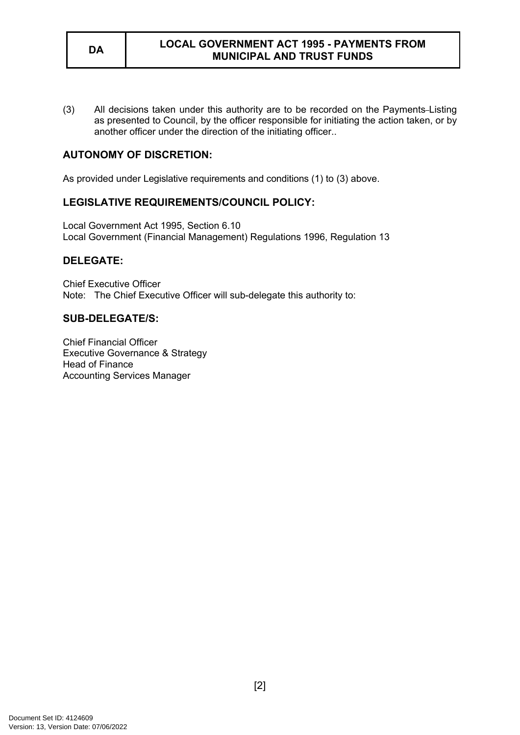(3) All decisions taken under this authority are to be recorded on the Payments Listing as presented to Council, by the officer responsible for initiating the action taken, or by another officer under the direction of the initiating officer..

## AUTONOMY OF DISCRETION:

As provided under Legislative requirements and conditions (1) to (3) above.

## LEGISLATIVE REQUIREMENTS/COUNCIL POLICY:

Local Government Act 1995, Section 6.10
Local Government (Financial Management) Regulations 1996, Regulation 13

## DELEGATE:

Chief Executive Officer
Note: The Chief Executive Officer will sub-delegate this authority to:

## SUB-DELEGATE/S:

Chief Financial Officer
Executive Governance & Strategy
Head of Finance
Accounting Services Manager